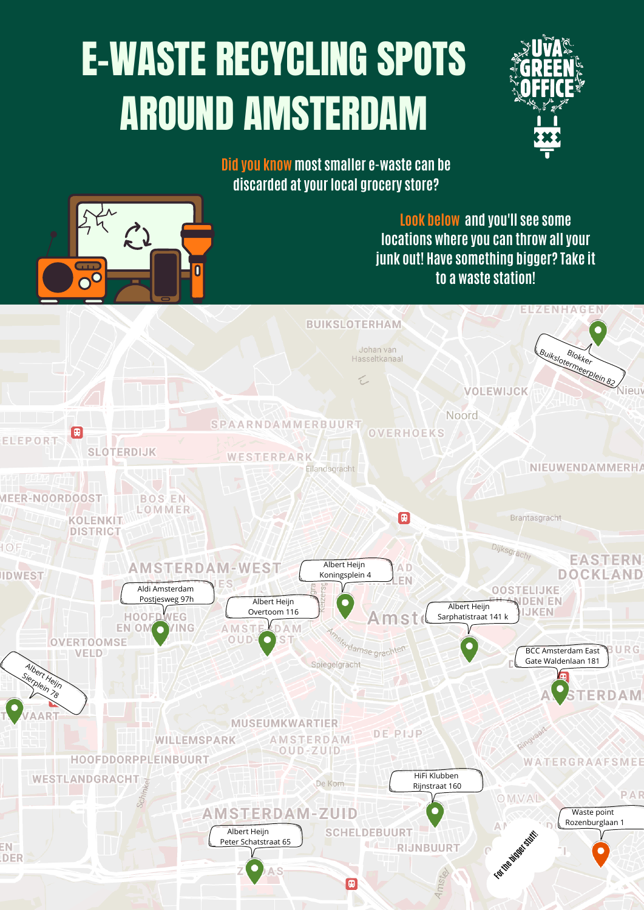# E-WASTE RECYCLING SPOTS AROUND AMSTERDAM

UvA GREEN OFFICE

Did you know most smaller e-waste can be discarded at your local grocery store?

Look below and you'll see some locations where you can throw all your junk out! Have something bigger? Take it to a waste station!

- Blokker Buikslotermeerplein 82
- Albert Heijn Koningsplein 4
- Aldi Amsterdam Postjesweg 97h
- Albert Heijn Overtoom 116
- Albert Heijn Sarphatistraat 141 k
- BCC Amsterdam East Gate Waldenlaan 181
- Albert Heijn Sierplein 78
- HiFi Klubben Rijnstraat 160
- Albert Heijn Peter Schatstraat 65
- Waste point Rozenburglaan 1

For the bigger stuff!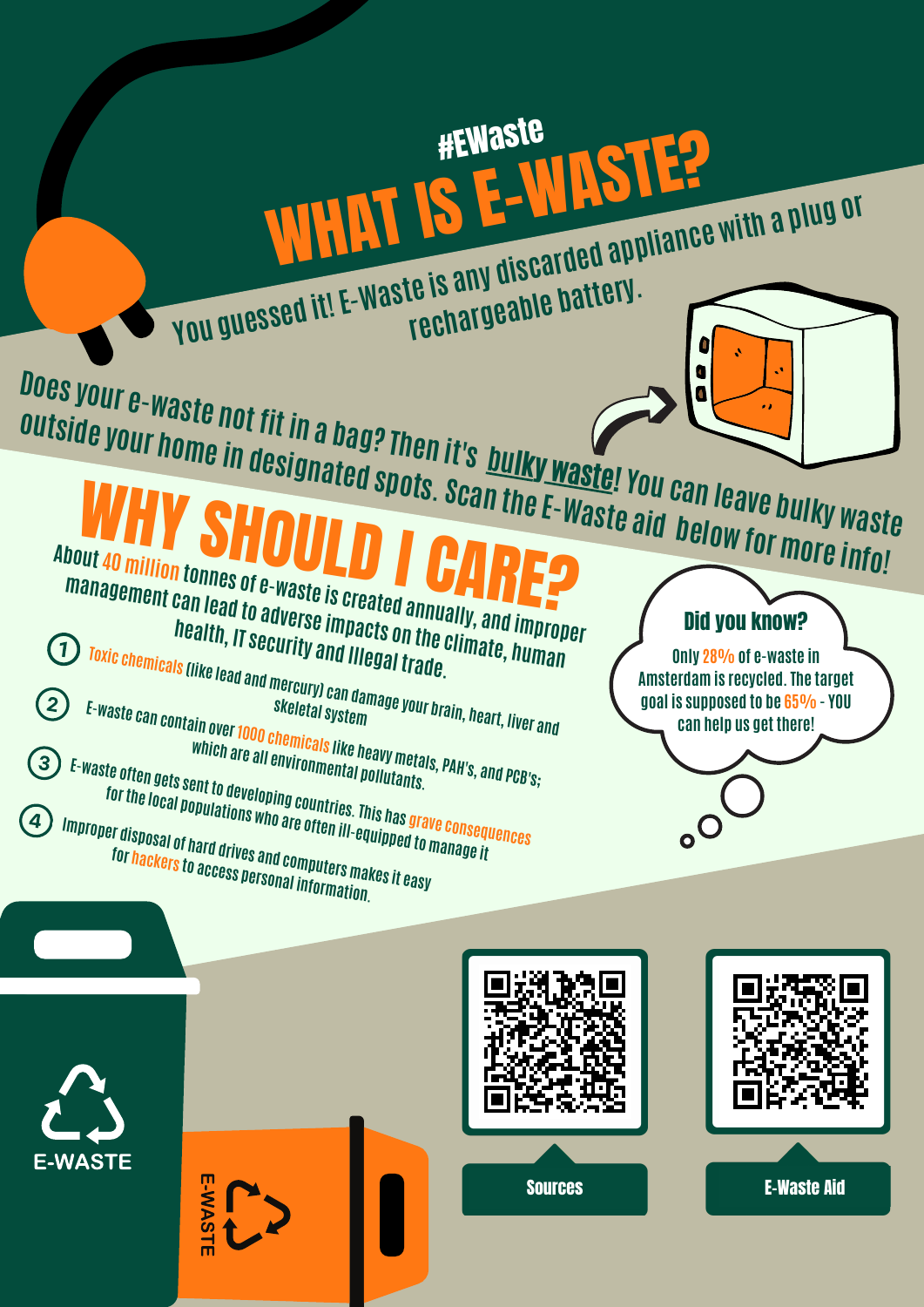#EWaste

# WHAT IS E-WASTE?

You guessed it! E-Waste is any discarded appliance with a plug or rechargeable battery.

Does your e-waste not fit in a bag? Then it's **bulky waste**! You can leave bulky waste outside your home in designated spots. Scan the E-Waste aid below for more info!

# WHY SHOULD I CARE?

About 40 million tonnes of e-waste is created annually, and improper management can lead to adverse impacts on the climate, human health, IT security and Illegal trade.

1. Toxic chemicals (like lead and mercury) can damage your brain, heart, liver and skeletal system
2. E-waste can contain over 1000 chemicals like heavy metals, PAH's, and PCB's; which are all environmental pollutants.
3. E-waste often gets sent to developing countries. This has grave consequences for the local populations who are often ill-equipped to manage it
4. Improper disposal of hard drives and computers makes it easy for hackers to access personal information.

**Did you know?**

Only 28% of e-waste in Amsterdam is recycled. The target goal is supposed to be 65% - YOU can help us get there!

E-WASTE

E-WASTE

Sources

E-Waste Aid